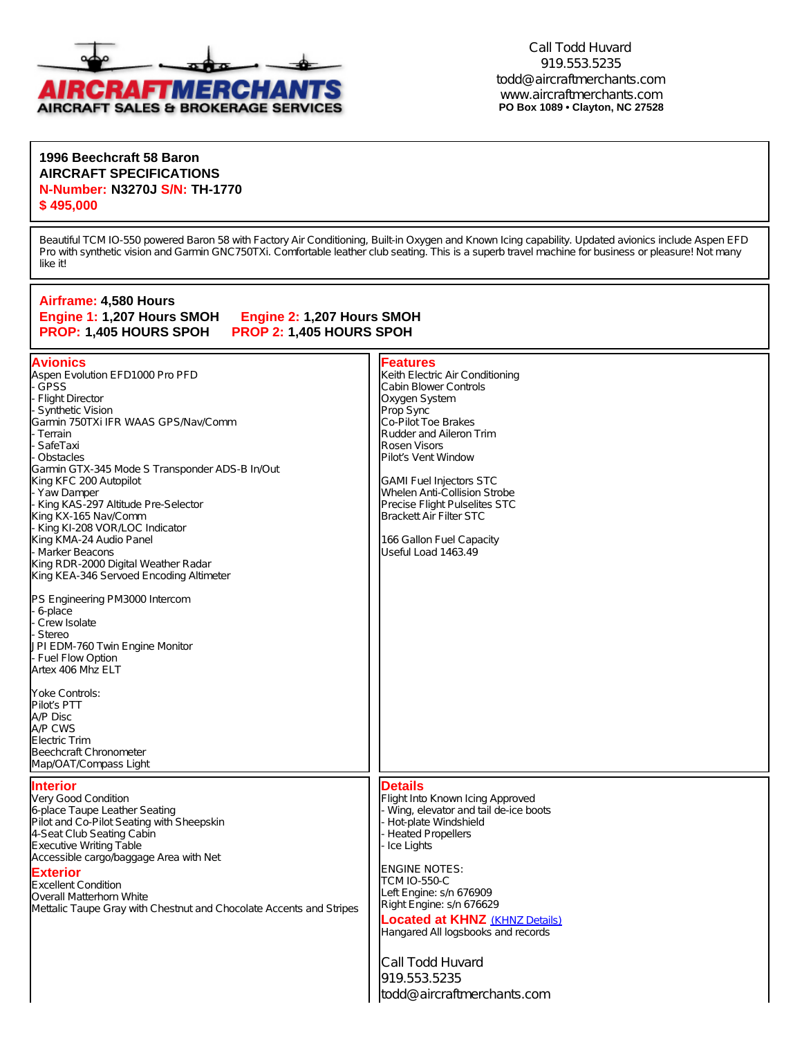AIRCRAFTMERCHANTS
AIRCRAFT SALES & BROKERAGE SERVICES

Call Todd Huvard
919.553.5235
todd@aircraftmerchants.com
www.aircraftmerchants.com
**PO Box 1089 • Clayton, NC 27528**

## 1996 Beechcraft 58 Baron
## AIRCRAFT SPECIFICATIONS

**N-Number: N3270J S/N: TH-1770**

**$ 495,000**

Beautiful TCM IO-550 powered Baron 58 with Factory Air Conditioning, Built-in Oxygen and Known Icing capability. Updated avionics include Aspen EFD Pro with synthetic vision and Garmin GNC750TXi. Comfortable leather club seating. This is a superb travel machine for business or pleasure! Not many like it!

**Airframe: 4,580 Hours**
**Engine 1: 1,207 Hours SMOH** **Engine 2: 1,207 Hours SMOH**
**PROP: 1,405 HOURS SPOH** **PROP 2: 1,405 HOURS SPOH**

### Avionics
Aspen Evolution EFD1000 Pro PFD
- GPSS
- Flight Director
- Synthetic Vision

Garmin 750TXi IFR WAAS GPS/Nav/Comm
- Terrain
- SafeTaxi
- Obstacles

Garmin GTX-345 Mode S Transponder ADS-B In/Out
King KFC 200 Autopilot
- Yaw Damper
- King KAS-297 Altitude Pre-Selector

King KX-165 Nav/Comm
- King KI-208 VOR/LOC Indicator

King KMA-24 Audio Panel
- Marker Beacons

King RDR-2000 Digital Weather Radar
King KEA-346 Servoed Encoding Altimeter

PS Engineering PM3000 Intercom
- 6-place
- Crew Isolate
- Stereo

JPI EDM-760 Twin Engine Monitor
- Fuel Flow Option

Artex 406 Mhz ELT

Yoke Controls:
Pilot's PTT
A/P Disc
A/P CWS
Electric Trim
Beechcraft Chronometer
Map/OAT/Compass Light

### Features
Keith Electric Air Conditioning
Cabin Blower Controls
Oxygen System
Prop Sync
Co-Pilot Toe Brakes
Rudder and Aileron Trim
Rosen Visors
Pilot's Vent Window

GAMI Fuel Injectors STC
Whelen Anti-Collision Strobe
Precise Flight Pulselites STC
Brackett Air Filter STC

166 Gallon Fuel Capacity
Useful Load 1463.49

### Interior
Very Good Condition
6-place Taupe Leather Seating
Pilot and Co-Pilot Seating with Sheepskin
4-Seat Club Seating Cabin
Executive Writing Table
Accessible cargo/baggage Area with Net

### Exterior
Excellent Condition
Overall Matterhorn White
Mettalic Taupe Gray with Chestnut and Chocolate Accents and Stripes

### Details
Flight Into Known Icing Approved
- Wing, elevator and tail de-ice boots
- Hot-plate Windshield
- Heated Propellers
- Ice Lights

ENGINE NOTES:
TCM IO-550-C
Left Engine: s/n 676909
Right Engine: s/n 676629

**Located at KHNZ** (KHNZ Details)
Hangared All logsbooks and records

Call Todd Huvard
919.553.5235
todd@aircraftmerchants.com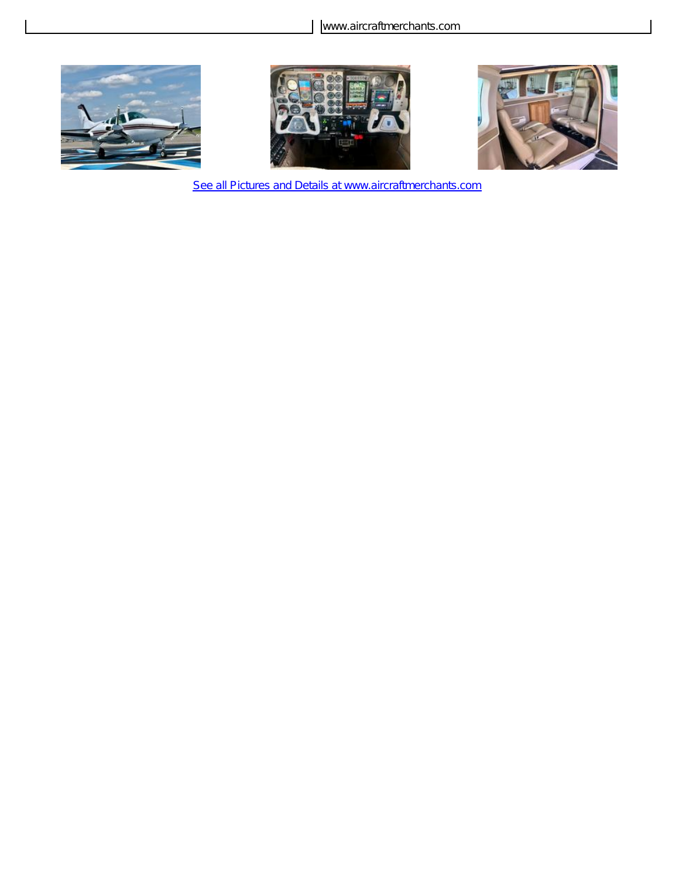[See all Pictures and Details at www.aircraftmerchants.com](http://www.aircraftmerchants.com)